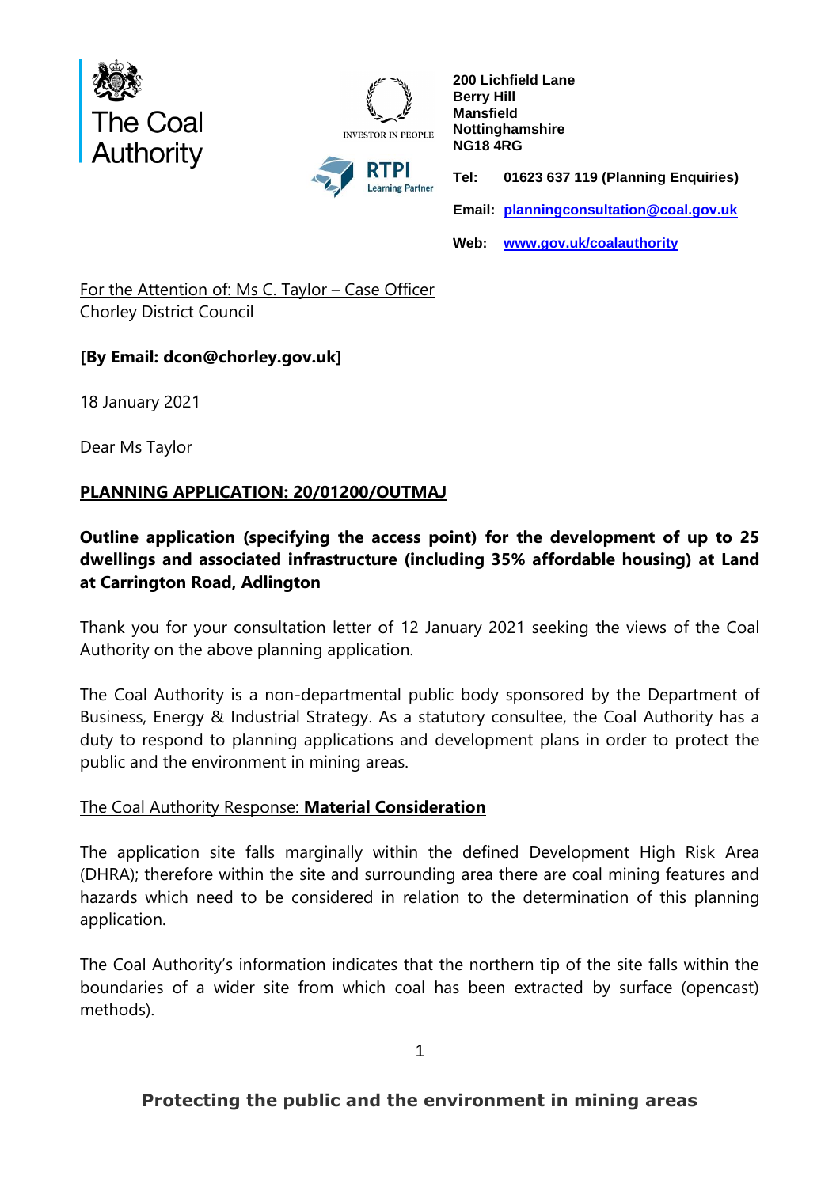The Coal Authority

INVESTOR IN PEOPLE

RTPI Learning Partner

**200 Lichfield Lane**
**Berry Hill**
**Mansfield**
**Nottinghamshire**
**NG18 4RG**

**Tel:** **01623 637 119 (Planning Enquiries)**

**Email:** **planningconsultation@coal.gov.uk**

**Web:** **www.gov.uk/coalauthority**

For the Attention of: Ms C. Taylor – Case Officer
Chorley District Council

**[By Email: dcon@chorley.gov.uk]**

18 January 2021

Dear Ms Taylor

**PLANNING APPLICATION: 20/01200/OUTMAJ**

**Outline application (specifying the access point) for the development of up to 25 dwellings and associated infrastructure (including 35% affordable housing) at Land at Carrington Road, Adlington**

Thank you for your consultation letter of 12 January 2021 seeking the views of the Coal Authority on the above planning application.

The Coal Authority is a non-departmental public body sponsored by the Department of Business, Energy & Industrial Strategy. As a statutory consultee, the Coal Authority has a duty to respond to planning applications and development plans in order to protect the public and the environment in mining areas.

The Coal Authority Response: **Material Consideration**

The application site falls marginally within the defined Development High Risk Area (DHRA); therefore within the site and surrounding area there are coal mining features and hazards which need to be considered in relation to the determination of this planning application.

The Coal Authority's information indicates that the northern tip of the site falls within the boundaries of a wider site from which coal has been extracted by surface (opencast) methods).

**Protecting the public and the environment in mining areas**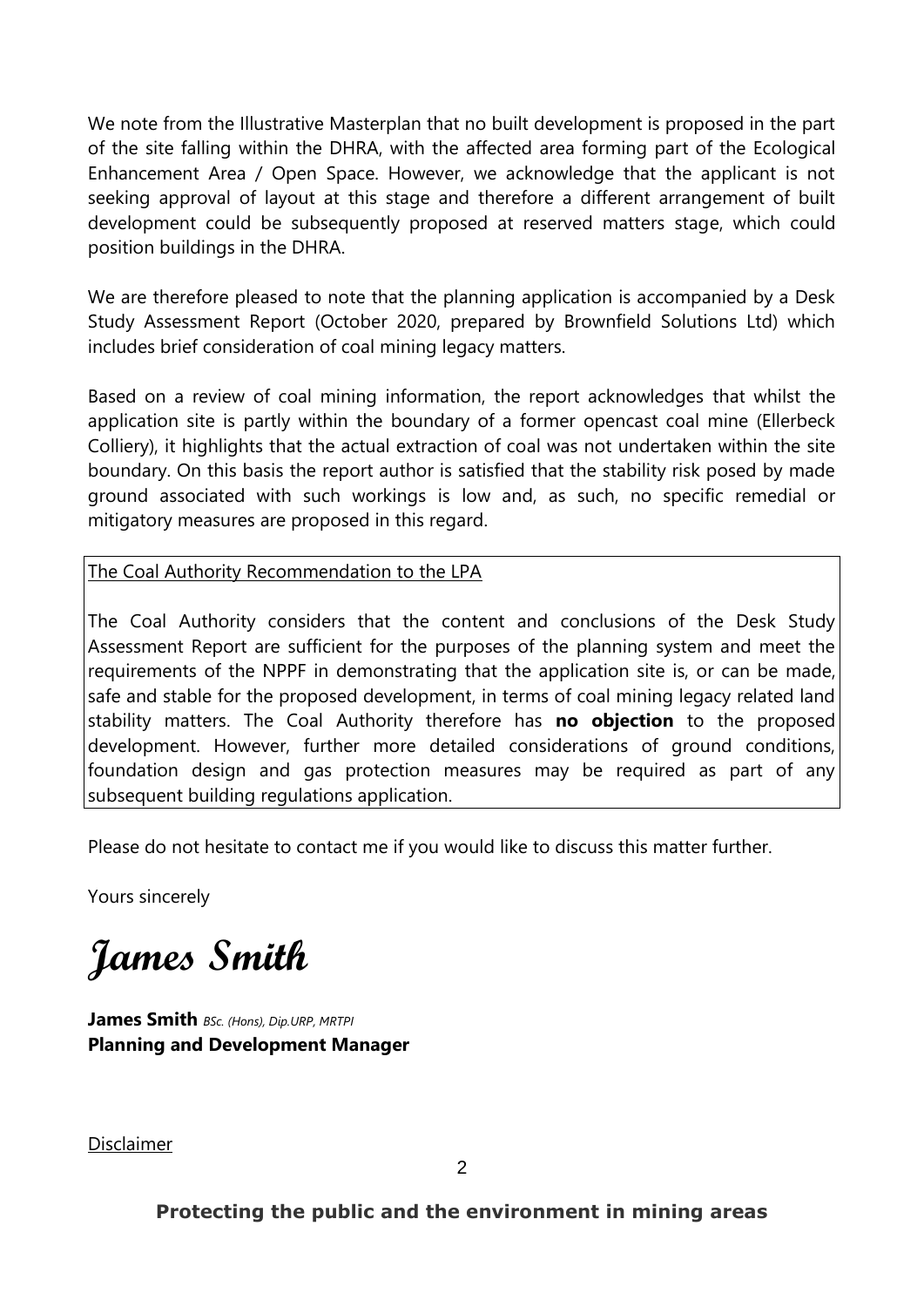We note from the Illustrative Masterplan that no built development is proposed in the part of the site falling within the DHRA, with the affected area forming part of the Ecological Enhancement Area / Open Space. However, we acknowledge that the applicant is not seeking approval of layout at this stage and therefore a different arrangement of built development could be subsequently proposed at reserved matters stage, which could position buildings in the DHRA.

We are therefore pleased to note that the planning application is accompanied by a Desk Study Assessment Report (October 2020, prepared by Brownfield Solutions Ltd) which includes brief consideration of coal mining legacy matters.

Based on a review of coal mining information, the report acknowledges that whilst the application site is partly within the boundary of a former opencast coal mine (Ellerbeck Colliery), it highlights that the actual extraction of coal was not undertaken within the site boundary. On this basis the report author is satisfied that the stability risk posed by made ground associated with such workings is low and, as such, no specific remedial or mitigatory measures are proposed in this regard.

The Coal Authority Recommendation to the LPA

The Coal Authority considers that the content and conclusions of the Desk Study Assessment Report are sufficient for the purposes of the planning system and meet the requirements of the NPPF in demonstrating that the application site is, or can be made, safe and stable for the proposed development, in terms of coal mining legacy related land stability matters. The Coal Authority therefore has **no objection** to the proposed development. However, further more detailed considerations of ground conditions, foundation design and gas protection measures may be required as part of any subsequent building regulations application.

Please do not hesitate to contact me if you would like to discuss this matter further.

Yours sincerely

*James Smith*

**James Smith** *BSc. (Hons), Dip.URP, MRTPI*
**Planning and Development Manager**

Disclaimer

**Protecting the public and the environment in mining areas**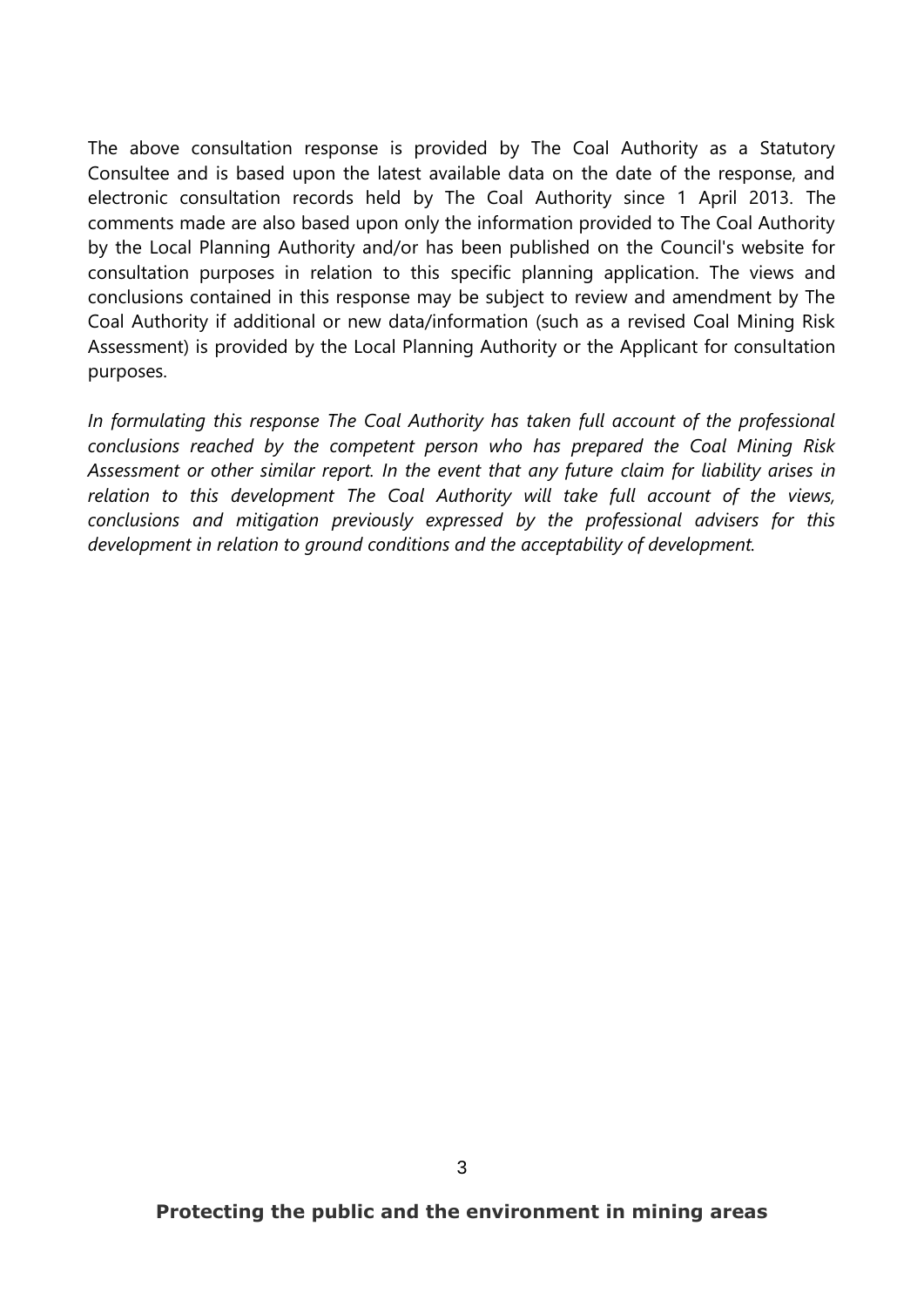The above consultation response is provided by The Coal Authority as a Statutory Consultee and is based upon the latest available data on the date of the response, and electronic consultation records held by The Coal Authority since 1 April 2013. The comments made are also based upon only the information provided to The Coal Authority by the Local Planning Authority and/or has been published on the Council's website for consultation purposes in relation to this specific planning application. The views and conclusions contained in this response may be subject to review and amendment by The Coal Authority if additional or new data/information (such as a revised Coal Mining Risk Assessment) is provided by the Local Planning Authority or the Applicant for consultation purposes.

*In formulating this response The Coal Authority has taken full account of the professional conclusions reached by the competent person who has prepared the Coal Mining Risk Assessment or other similar report. In the event that any future claim for liability arises in relation to this development The Coal Authority will take full account of the views, conclusions and mitigation previously expressed by the professional advisers for this development in relation to ground conditions and the acceptability of development.*